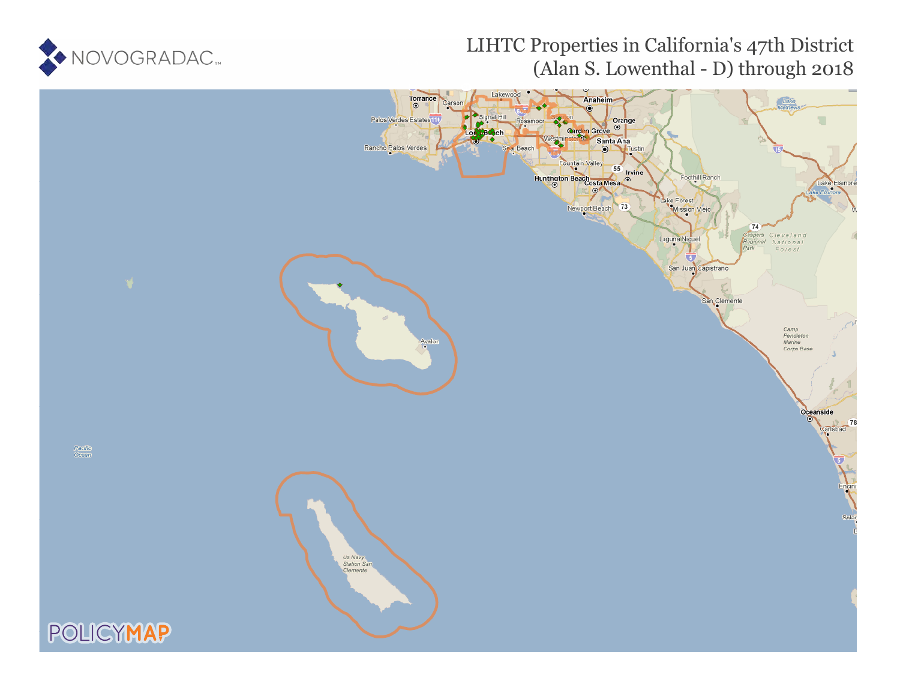NOVOGRADAC

# LIHTC Properties in California's 47th District (Alan S. Lowenthal - D) through 2018

POLICYMAP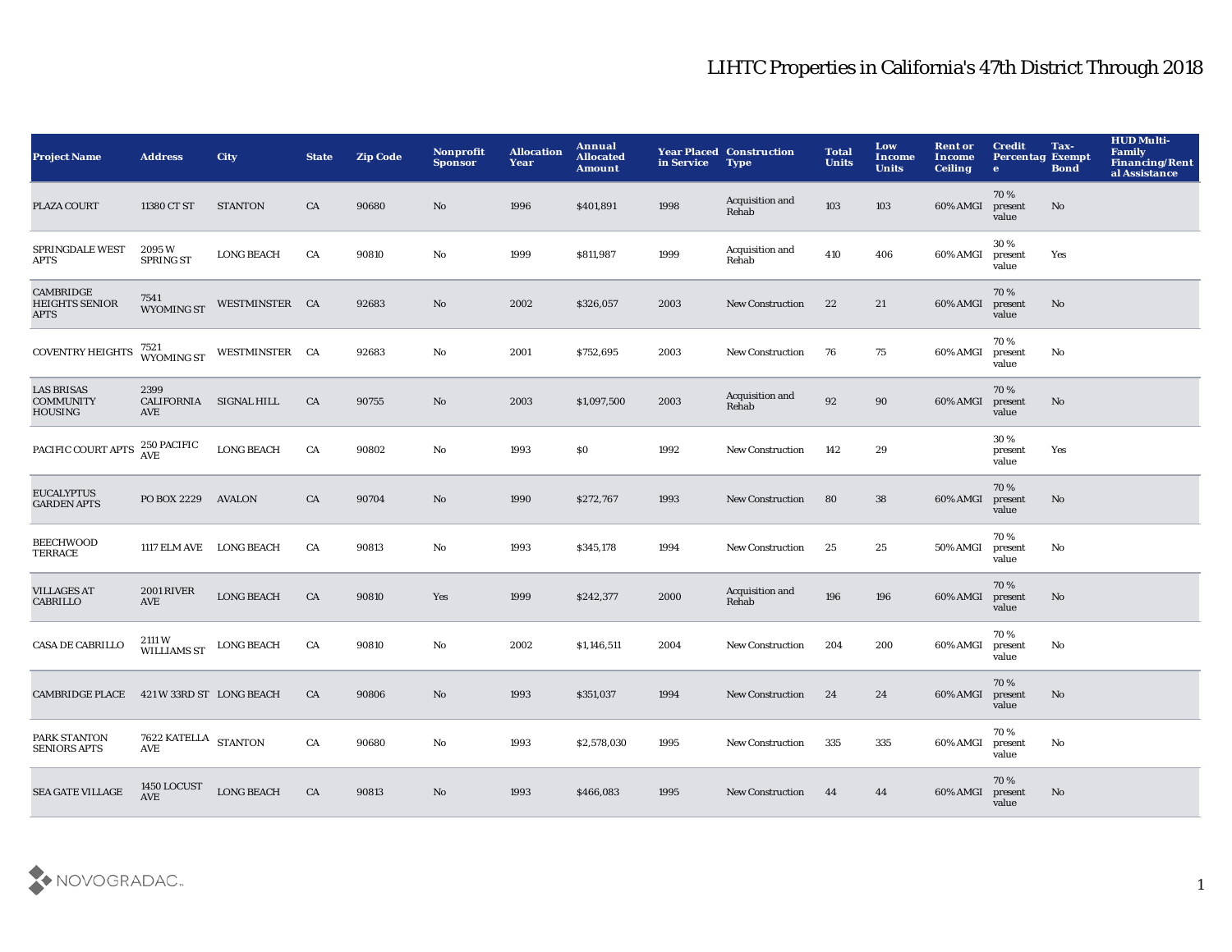# LIHTC Properties in California's 47th District Through 2018

| Project Name | Address | City | State | Zip Code | Nonprofit Sponsor | Allocation Year | Annual Allocated Amount | Year Placed in Service | Construction Type | Total Units | Low Income Units | Rent or Income Ceiling | Credit Percentage | Tax-Exempt Bond | HUD Multi-Family Financing/Rental Assistance |
|---|---|---|---|---|---|---|---|---|---|---|---|---|---|---|---|
| PLAZA COURT | 11380 CT ST | STANTON | CA | 90680 | No | 1996 | $401,891 | 1998 | Acquisition and Rehab | 103 | 103 | 60% AMGI | 70 % present value | No | |
| SPRINGDALE WEST APTS | 2095 W SPRING ST | LONG BEACH | CA | 90810 | No | 1999 | $811,987 | 1999 | Acquisition and Rehab | 410 | 406 | 60% AMGI | 30 % present value | Yes | |
| CAMBRIDGE HEIGHTS SENIOR APTS | 7541 WYOMING ST | WESTMINSTER | CA | 92683 | No | 2002 | $326,057 | 2003 | New Construction | 22 | 21 | 60% AMGI | 70 % present value | No | |
| COVENTRY HEIGHTS | 7521 WYOMING ST | WESTMINSTER | CA | 92683 | No | 2001 | $752,695 | 2003 | New Construction | 76 | 75 | 60% AMGI | 70 % present value | No | |
| LAS BRISAS COMMUNITY HOUSING | 2399 CALIFORNIA AVE | SIGNAL HILL | CA | 90755 | No | 2003 | $1,097,500 | 2003 | Acquisition and Rehab | 92 | 90 | 60% AMGI | 70 % present value | No | |
| PACIFIC COURT APTS | 250 PACIFIC AVE | LONG BEACH | CA | 90802 | No | 1993 | $0 | 1992 | New Construction | 142 | 29 | | 30 % present value | Yes | |
| EUCALYPTUS GARDEN APTS | PO BOX 2229 | AVALON | CA | 90704 | No | 1990 | $272,767 | 1993 | New Construction | 80 | 38 | 60% AMGI | 70 % present value | No | |
| BEECHWOOD TERRACE | 1117 ELM AVE | LONG BEACH | CA | 90813 | No | 1993 | $345,178 | 1994 | New Construction | 25 | 25 | 50% AMGI | 70 % present value | No | |
| VILLAGES AT CABRILLO | 2001 RIVER AVE | LONG BEACH | CA | 90810 | Yes | 1999 | $242,377 | 2000 | Acquisition and Rehab | 196 | 196 | 60% AMGI | 70 % present value | No | |
| CASA DE CABRILLO | 2111 W WILLIAMS ST | LONG BEACH | CA | 90810 | No | 2002 | $1,146,511 | 2004 | New Construction | 204 | 200 | 60% AMGI | 70 % present value | No | |
| CAMBRIDGE PLACE | 421 W 33RD ST | LONG BEACH | CA | 90806 | No | 1993 | $351,037 | 1994 | New Construction | 24 | 24 | 60% AMGI | 70 % present value | No | |
| PARK STANTON SENIORS APTS | 7622 KATELLA AVE | STANTON | CA | 90680 | No | 1993 | $2,578,030 | 1995 | New Construction | 335 | 335 | 60% AMGI | 70 % present value | No | |
| SEA GATE VILLAGE | 1450 LOCUST AVE | LONG BEACH | CA | 90813 | No | 1993 | $466,083 | 1995 | New Construction | 44 | 44 | 60% AMGI | 70 % present value | No | |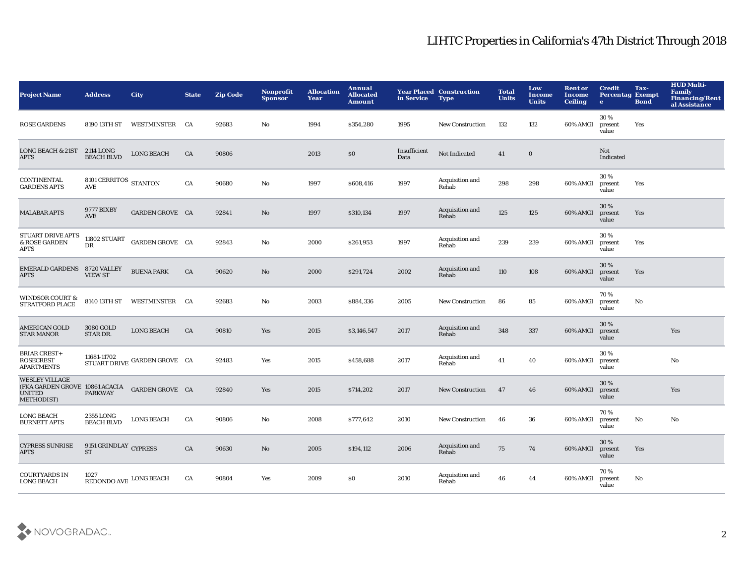# LIHTC Properties in California's 47th District Through 2018

| Project Name | Address | City | State | Zip Code | Nonprofit Sponsor | Allocation Year | Annual Allocated Amount | Year Placed in Service | Construction Type | Total Units | Low Income Units | Rent or Income Ceiling | Credit Percentage | Tax-Exempt Bond | HUD Multi-Family Financing/Rental Assistance |
|---|---|---|---|---|---|---|---|---|---|---|---|---|---|---|---|
| ROSE GARDENS | 8190 13TH ST | WESTMINSTER | CA | 92683 | No | 1994 | $354,280 | 1995 | New Construction | 132 | 132 | 60% AMGI | 30 % present value | Yes | |
| LONG BEACH & 21ST APTS | 2114 LONG BEACH BLVD | LONG BEACH | CA | 90806 | | 2013 | $0 | Insufficient Data | Not Indicated | 41 | 0 | | Not Indicated | | |
| CONTINENTAL GARDENS APTS | 8101 CERRITOS AVE | STANTON | CA | 90680 | No | 1997 | $608,416 | 1997 | Acquisition and Rehab | 298 | 298 | 60% AMGI | 30 % present value | Yes | |
| MALABAR APTS | 9777 BIXBY AVE | GARDEN GROVE | CA | 92841 | No | 1997 | $310,134 | 1997 | Acquisition and Rehab | 125 | 125 | 60% AMGI | 30 % present value | Yes | |
| STUART DRIVE APTS & ROSE GARDEN APTS | 11802 STUART DR | GARDEN GROVE | CA | 92843 | No | 2000 | $261,953 | 1997 | Acquisition and Rehab | 239 | 239 | 60% AMGI | 30 % present value | Yes | |
| EMERALD GARDENS APTS | 8720 VALLEY VIEW ST | BUENA PARK | CA | 90620 | No | 2000 | $291,724 | 2002 | Acquisition and Rehab | 110 | 108 | 60% AMGI | 30 % present value | Yes | |
| WINDSOR COURT & STRATFORD PLACE | 8140 13TH ST | WESTMINSTER | CA | 92683 | No | 2003 | $884,336 | 2005 | New Construction | 86 | 85 | 60% AMGI | 70 % present value | No | |
| AMERICAN GOLD STAR MANOR | 3080 GOLD STAR DR. | LONG BEACH | CA | 90810 | Yes | 2015 | $3,146,547 | 2017 | Acquisition and Rehab | 348 | 337 | 60% AMGI | 30 % present value | | Yes |
| BRIAR CREST+ ROSECREST APARTMENTS | 11681-11702 STUART DRIVE | GARDEN GROVE | CA | 92483 | Yes | 2015 | $458,688 | 2017 | Acquisition and Rehab | 41 | 40 | 60% AMGI | 30 % present value | | No |
| WESLEY VILLAGE (FKA GARDEN GROVE UNITED METHODIST) | 10861 ACACIA PARKWAY | GARDEN GROVE | CA | 92840 | Yes | 2015 | $714,202 | 2017 | New Construction | 47 | 46 | 60% AMGI | 30 % present value | | Yes |
| LONG BEACH BURNETT APTS | 2355 LONG BEACH BLVD | LONG BEACH | CA | 90806 | No | 2008 | $777,642 | 2010 | New Construction | 46 | 36 | 60% AMGI | 70 % present value | No | No |
| CYPRESS SUNRISE APTS | 9151 GRINDLAY ST | CYPRESS | CA | 90630 | No | 2005 | $194,112 | 2006 | Acquisition and Rehab | 75 | 74 | 60% AMGI | 30 % present value | Yes | |
| COURTYARDS IN LONG BEACH | 1027 REDONDO AVE | LONG BEACH | CA | 90804 | Yes | 2009 | $0 | 2010 | Acquisition and Rehab | 46 | 44 | 60% AMGI | 70 % present value | No | |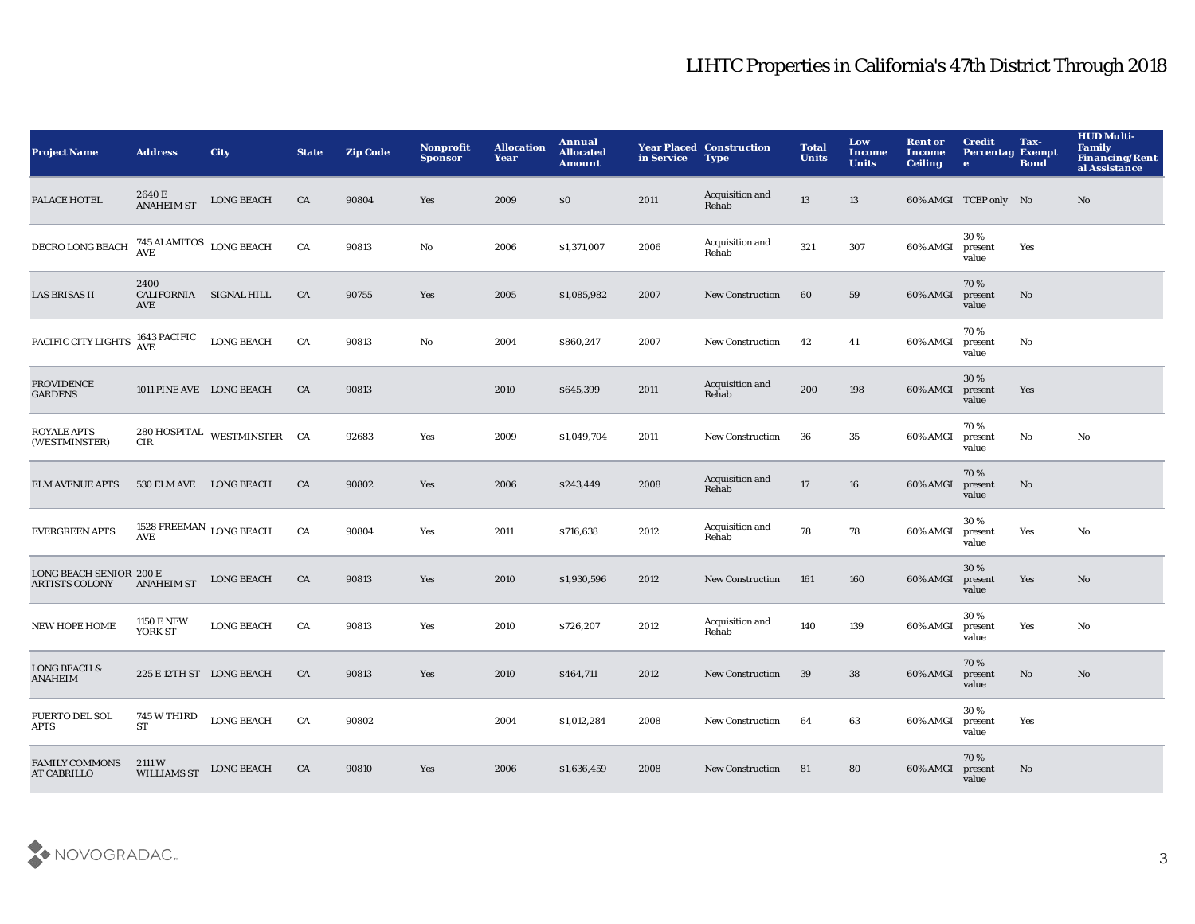# LIHTC Properties in California's 47th District Through 2018

| Project Name | Address | City | State | Zip Code | Nonprofit Sponsor | Allocation Year | Annual Allocated Amount | Year Placed in Service | Construction Type | Total Units | Low Income Units | Rent or Income Ceiling | Credit Percentage | Tax-Exempt Bond | HUD Multi-Family Financing/Rental Assistance |
|---|---|---|---|---|---|---|---|---|---|---|---|---|---|---|---|
| PALACE HOTEL | 2640 E ANAHEIM ST | LONG BEACH | CA | 90804 | Yes | 2009 | $0 | 2011 | Acquisition and Rehab | 13 | 13 | 60% AMGI | TCEP only | No | No |
| DECRO LONG BEACH | 745 ALAMITOS AVE | LONG BEACH | CA | 90813 | No | 2006 | $1,371,007 | 2006 | Acquisition and Rehab | 321 | 307 | 60% AMGI | 30 % present value | Yes | |
| LAS BRISAS II | 2400 CALIFORNIA AVE | SIGNAL HILL | CA | 90755 | Yes | 2005 | $1,085,982 | 2007 | New Construction | 60 | 59 | 60% AMGI | 70 % present value | No | |
| PACIFIC CITY LIGHTS | 1643 PACIFIC AVE | LONG BEACH | CA | 90813 | No | 2004 | $860,247 | 2007 | New Construction | 42 | 41 | 60% AMGI | 70 % present value | No | |
| PROVIDENCE GARDENS | 1011 PINE AVE | LONG BEACH | CA | 90813 | | 2010 | $645,399 | 2011 | Acquisition and Rehab | 200 | 198 | 60% AMGI | 30 % present value | Yes | |
| ROYALE APTS (WESTMINSTER) | 280 HOSPITAL CIR | WESTMINSTER | CA | 92683 | Yes | 2009 | $1,049,704 | 2011 | New Construction | 36 | 35 | 60% AMGI | 70 % present value | No | No |
| ELM AVENUE APTS | 530 ELM AVE | LONG BEACH | CA | 90802 | Yes | 2006 | $243,449 | 2008 | Acquisition and Rehab | 17 | 16 | 60% AMGI | 70 % present value | No | |
| EVERGREEN APTS | 1528 FREEMAN AVE | LONG BEACH | CA | 90804 | Yes | 2011 | $716,638 | 2012 | Acquisition and Rehab | 78 | 78 | 60% AMGI | 30 % present value | Yes | No |
| LONG BEACH SENIOR ARTISTS COLONY | 200 E ANAHEIM ST | LONG BEACH | CA | 90813 | Yes | 2010 | $1,930,596 | 2012 | New Construction | 161 | 160 | 60% AMGI | 30 % present value | Yes | No |
| NEW HOPE HOME | 1150 E NEW YORK ST | LONG BEACH | CA | 90813 | Yes | 2010 | $726,207 | 2012 | Acquisition and Rehab | 140 | 139 | 60% AMGI | 30 % present value | Yes | No |
| LONG BEACH & ANAHEIM | 225 E 12TH ST | LONG BEACH | CA | 90813 | Yes | 2010 | $464,711 | 2012 | New Construction | 39 | 38 | 60% AMGI | 70 % present value | No | No |
| PUERTO DEL SOL APTS | 745 W THIRD ST | LONG BEACH | CA | 90802 | | 2004 | $1,012,284 | 2008 | New Construction | 64 | 63 | 60% AMGI | 30 % present value | Yes | |
| FAMILY COMMONS AT CABRILLO | 2111 W WILLIAMS ST | LONG BEACH | CA | 90810 | Yes | 2006 | $1,636,459 | 2008 | New Construction | 81 | 80 | 60% AMGI | 70 % present value | No | |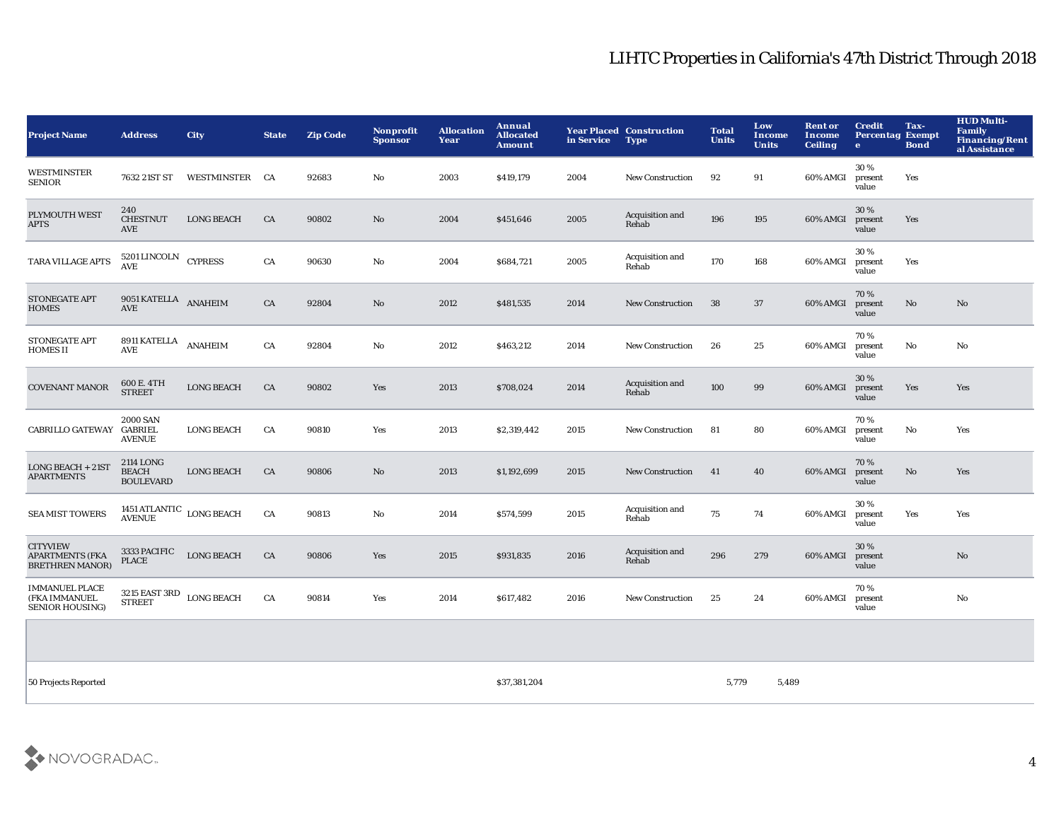# LIHTC Properties in California's 47th District Through 2018

| Project Name | Address | City | State | Zip Code | Nonprofit Sponsor | Allocation Year | Annual Allocated Amount | Year Placed in Service | Construction Type | Total Units | Low Income Units | Rent or Income Ceiling | Credit Percentage | Tax-Exempt Bond | HUD Multi-Family Financing/Rental Assistance |
|---|---|---|---|---|---|---|---|---|---|---|---|---|---|---|---|
| WESTMINSTER SENIOR | 7632 21ST ST | WESTMINSTER | CA | 92683 | No | 2003 | $419,179 | 2004 | New Construction | 92 | 91 | 60% AMGI | 30 % present value | Yes | |
| PLYMOUTH WEST APTS | 240 CHESTNUT AVE | LONG BEACH | CA | 90802 | No | 2004 | $451,646 | 2005 | Acquisition and Rehab | 196 | 195 | 60% AMGI | 30 % present value | Yes | |
| TARA VILLAGE APTS | 5201 LINCOLN AVE | CYPRESS | CA | 90630 | No | 2004 | $684,721 | 2005 | Acquisition and Rehab | 170 | 168 | 60% AMGI | 30 % present value | Yes | |
| STONEGATE APT HOMES | 9051 KATELLA AVE | ANAHEIM | CA | 92804 | No | 2012 | $481,535 | 2014 | New Construction | 38 | 37 | 60% AMGI | 70 % present value | No | No |
| STONEGATE APT HOMES II | 8911 KATELLA AVE | ANAHEIM | CA | 92804 | No | 2012 | $463,212 | 2014 | New Construction | 26 | 25 | 60% AMGI | 70 % present value | No | No |
| COVENANT MANOR | 600 E. 4TH STREET | LONG BEACH | CA | 90802 | Yes | 2013 | $708,024 | 2014 | Acquisition and Rehab | 100 | 99 | 60% AMGI | 30 % present value | Yes | Yes |
| CABRILLO GATEWAY | 2000 SAN GABRIEL AVENUE | LONG BEACH | CA | 90810 | Yes | 2013 | $2,319,442 | 2015 | New Construction | 81 | 80 | 60% AMGI | 70 % present value | No | Yes |
| LONG BEACH + 21ST APARTMENTS | 2114 LONG BEACH BOULEVARD | LONG BEACH | CA | 90806 | No | 2013 | $1,192,699 | 2015 | New Construction | 41 | 40 | 60% AMGI | 70 % present value | No | Yes |
| SEA MIST TOWERS | 1451 ATLANTIC AVENUE | LONG BEACH | CA | 90813 | No | 2014 | $574,599 | 2015 | Acquisition and Rehab | 75 | 74 | 60% AMGI | 30 % present value | Yes | Yes |
| CITYVIEW APARTMENTS (FKA BRETHREN MANOR) | 3333 PACIFIC PLACE | LONG BEACH | CA | 90806 | Yes | 2015 | $931,835 | 2016 | Acquisition and Rehab | 296 | 279 | 60% AMGI | 30 % present value | | No |
| IMMANUEL PLACE (FKA IMMANUEL SENIOR HOUSING) | 3215 EAST 3RD STREET | LONG BEACH | CA | 90814 | Yes | 2014 | $617,482 | 2016 | New Construction | 25 | 24 | 60% AMGI | 70 % present value | | No |
| | | | | | | | | | | | | | | | |
| 50 Projects Reported | | | | | | | $37,381,204 | | | 5,779 | 5,489 | | | | |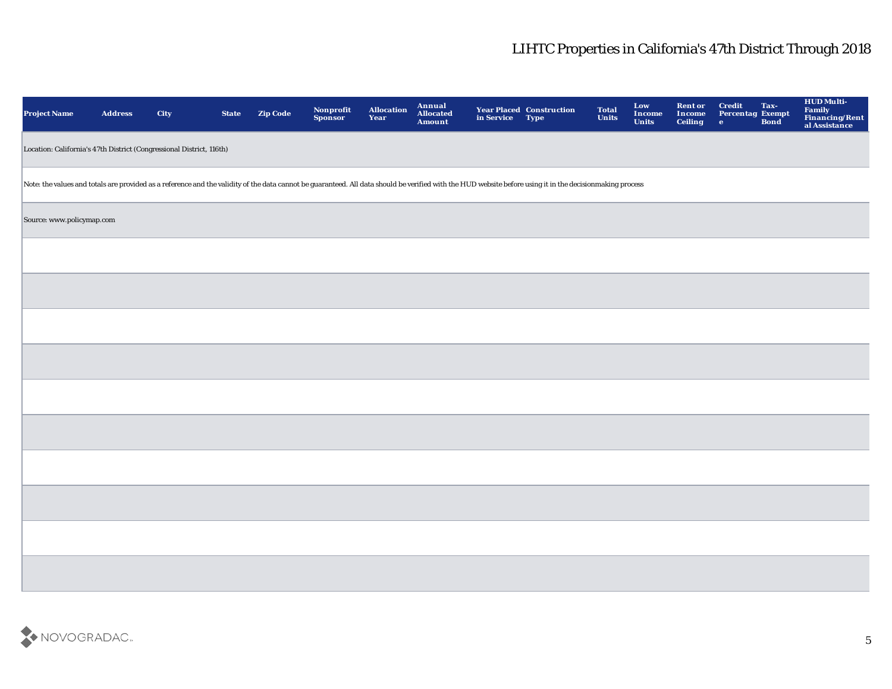# LIHTC Properties in California's 47th District Through 2018

| Project Name | Address | City | State | Zip Code | Nonprofit Sponsor | Allocation Year | Annual Allocated Amount | Year Placed in Service | Construction Type | Total Units | Low Income Units | Rent or Income Ceiling | Credit Percentage | Tax-Exempt Bond | HUD Multi-Family Financing/Rental Assistance |
|---|---|---|---|---|---|---|---|---|---|---|---|---|---|---|---|
| Location: California's 47th District (Congressional District, 116th) | | | | | | | | | | | | | | | |
| Note: the values and totals are provided as a reference and the validity of the data cannot be guaranteed. All data should be verified with the HUD website before using it in the decisionmaking process | | | | | | | | | | | | | | | |
| Source: www.policymap.com | | | | | | | | | | | | | | | |